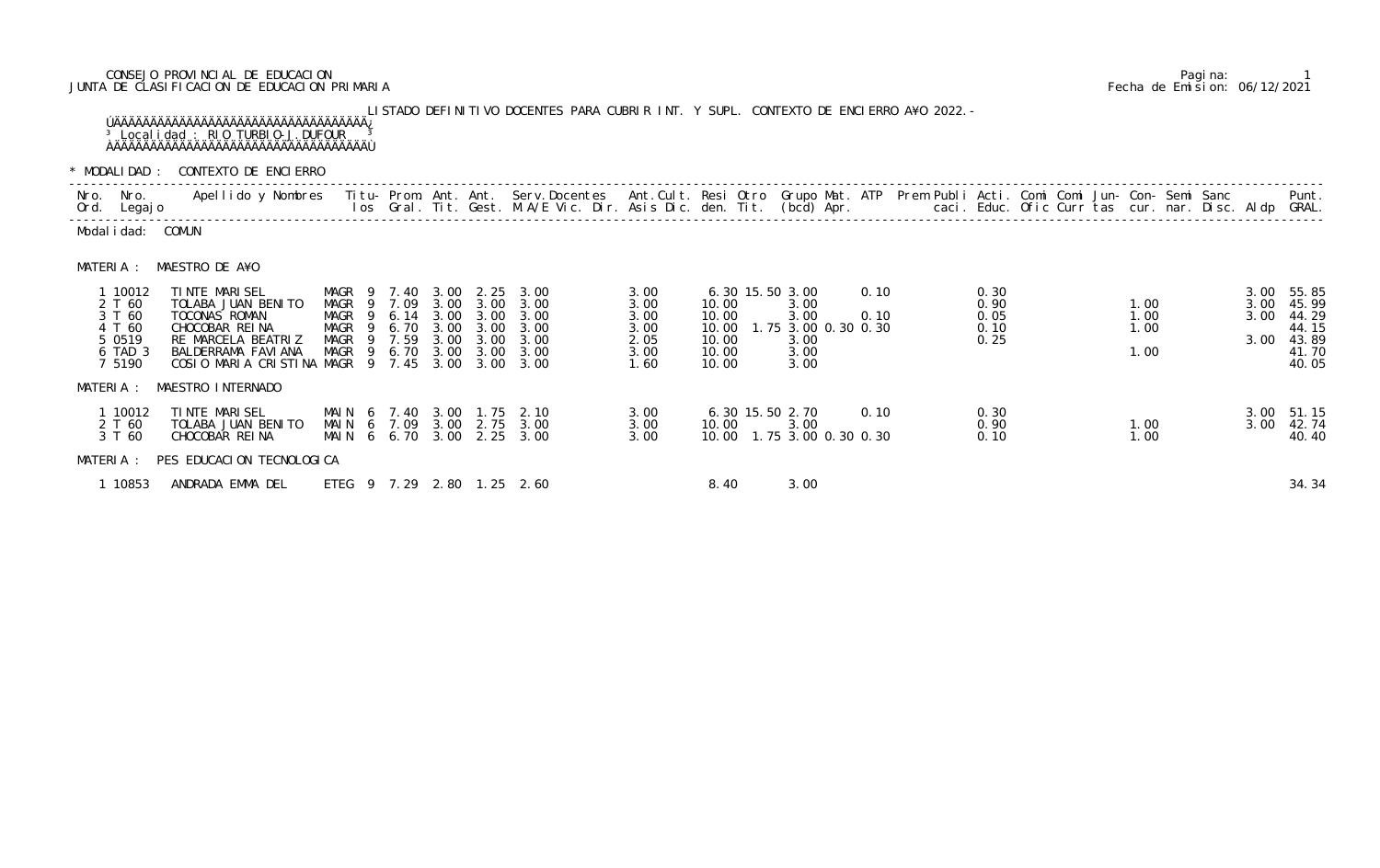CONSEJO PROVINCIAL DE EDUCACION
JUNTA DE CLASIFICACION DE EDUCACION PRIMARIA

Fecha de Emision: 06/12/2021

LISTADO DEFINITIVO DOCENTES PARA CUBRIR INT. Y SUPL. CONTEXTO DE ENCIERRO A¥O 2022.-

Localidad : RIO TURBIO-J.DUFOUR

\* MODALIDAD : CONTEXTO DE ENCIERRO

Modalidad: COMUN

MATERIA : MAESTRO DE A¥O

| Nro. Ord. | Nro. Legajo | Apellido y Nombres | Titu-los | | Prom. Gral. | Ant. Tit. | Ant. Gest. | Serv.Docentes M.A/E Vic. Dir. | Ant.Cult. Asis Dic. | Resi den. | Otro Tit. | Grupo (bcd) | Mat. Apr. | ATP | Prem | Publi caci. | Acti. Educ. | Comi Ofic | Comi Curr | Jun-tas | Con-cur. | Semi nar. | Sanc Disc. | Aldp | Punt. GRAL. |
|---|---|---|---|---|---|---|---|---|---|---|---|---|---|---|---|---|---|---|---|---|---|---|---|---|---|
| 1 | 10012 | TINTE MARISEL | MAGR | 9 | 7.40 | 3.00 | 2.25 | 3.00 | 3.00 | 6.30 | 15.50 | 3.00 | | 0.10 | | | 0.30 | | | | | | | 3.00 | 55.85 |
| 2 | T 60 | TOLABA JUAN BENITO | MAGR | 9 | 7.09 | 3.00 | 3.00 | 3.00 | 3.00 | 10.00 | | 3.00 | | | | | 0.90 | | | | 1.00 | | | 3.00 | 45.99 |
| 3 | T 60 | TOCONAS ROMAN | MAGR | 9 | 6.14 | 3.00 | 3.00 | 3.00 | 3.00 | 10.00 | | 3.00 | | 0.10 | | | 0.05 | | | | 1.00 | | | 3.00 | 44.29 |
| 4 | T 60 | CHOCOBAR REINA | MAGR | 9 | 6.70 | 3.00 | 3.00 | 3.00 | 3.00 | 10.00 | 1.75 | 3.00 | 0.30 | 0.30 | | | 0.10 | | | | 1.00 | | | | 44.15 |
| 5 | 0519 | RE MARCELA BEATRIZ | MAGR | 9 | 7.59 | 3.00 | 3.00 | 3.00 | 2.05 | 10.00 | | 3.00 | | | | | 0.25 | | | | | | | 3.00 | 43.89 |
| 6 | TAD 3 | BALDERRAMA FAVIANA | MAGR | 9 | 6.70 | 3.00 | 3.00 | 3.00 | 3.00 | 10.00 | | 3.00 | | | | | | | | | 1.00 | | | | 41.70 |
| 7 | 5190 | COSIO MARIA CRISTINA | MAGR | 9 | 7.45 | 3.00 | 3.00 | 3.00 | 1.60 | 10.00 | | 3.00 | | | | | | | | | | | | | 40.05 |

MATERIA : MAESTRO INTERNADO

| Nro. Ord. | Nro. Legajo | Apellido y Nombres | Titu-los | | Prom. Gral. | Ant. Tit. | Ant. Gest. | Serv.Docentes M.A/E Vic. Dir. | Ant.Cult. Asis Dic. | Resi den. | Otro Tit. | Grupo (bcd) | Mat. Apr. | ATP | Prem | Publi caci. | Acti. Educ. | Comi Ofic | Comi Curr | Jun-tas | Con-cur. | Semi nar. | Sanc Disc. | Aldp | Punt. GRAL. |
|---|---|---|---|---|---|---|---|---|---|---|---|---|---|---|---|---|---|---|---|---|---|---|---|---|---|
| 1 | 10012 | TINTE MARISEL | MAIN | 6 | 7.40 | 3.00 | 1.75 | 2.10 | 3.00 | 6.30 | 15.50 | 2.70 | | 0.10 | | | 0.30 | | | | | | | 3.00 | 51.15 |
| 2 | T 60 | TOLABA JUAN BENITO | MAIN | 6 | 7.09 | 3.00 | 2.75 | 3.00 | 3.00 | 10.00 | | 3.00 | | | | | 0.90 | | | | 1.00 | | | 3.00 | 42.74 |
| 3 | T 60 | CHOCOBAR REINA | MAIN | 6 | 6.70 | 3.00 | 2.25 | 3.00 | 3.00 | 10.00 | 1.75 | 3.00 | 0.30 | 0.30 | | | 0.10 | | | | 1.00 | | | | 40.40 |

MATERIA : PES EDUCACION TECNOLOGICA

| Nro. Ord. | Nro. Legajo | Apellido y Nombres | Titu-los | | Prom. Gral. | Ant. Tit. | Ant. Gest. | Serv.Docentes M.A/E Vic. Dir. | Ant.Cult. Asis Dic. | Resi den. | Otro Tit. | Grupo (bcd) | Mat. Apr. | ATP | Prem | Publi caci. | Acti. Educ. | Comi Ofic | Comi Curr | Jun-tas | Con-cur. | Semi nar. | Sanc Disc. | Aldp | Punt. GRAL. |
|---|---|---|---|---|---|---|---|---|---|---|---|---|---|---|---|---|---|---|---|---|---|---|---|---|---|
| 1 | 10853 | ANDRADA EMMA DEL | ETEG | 9 | 7.29 | 2.80 | 1.25 | 2.60 | | 8.40 | | 3.00 | | | | | | | | | | | | | 34.34 |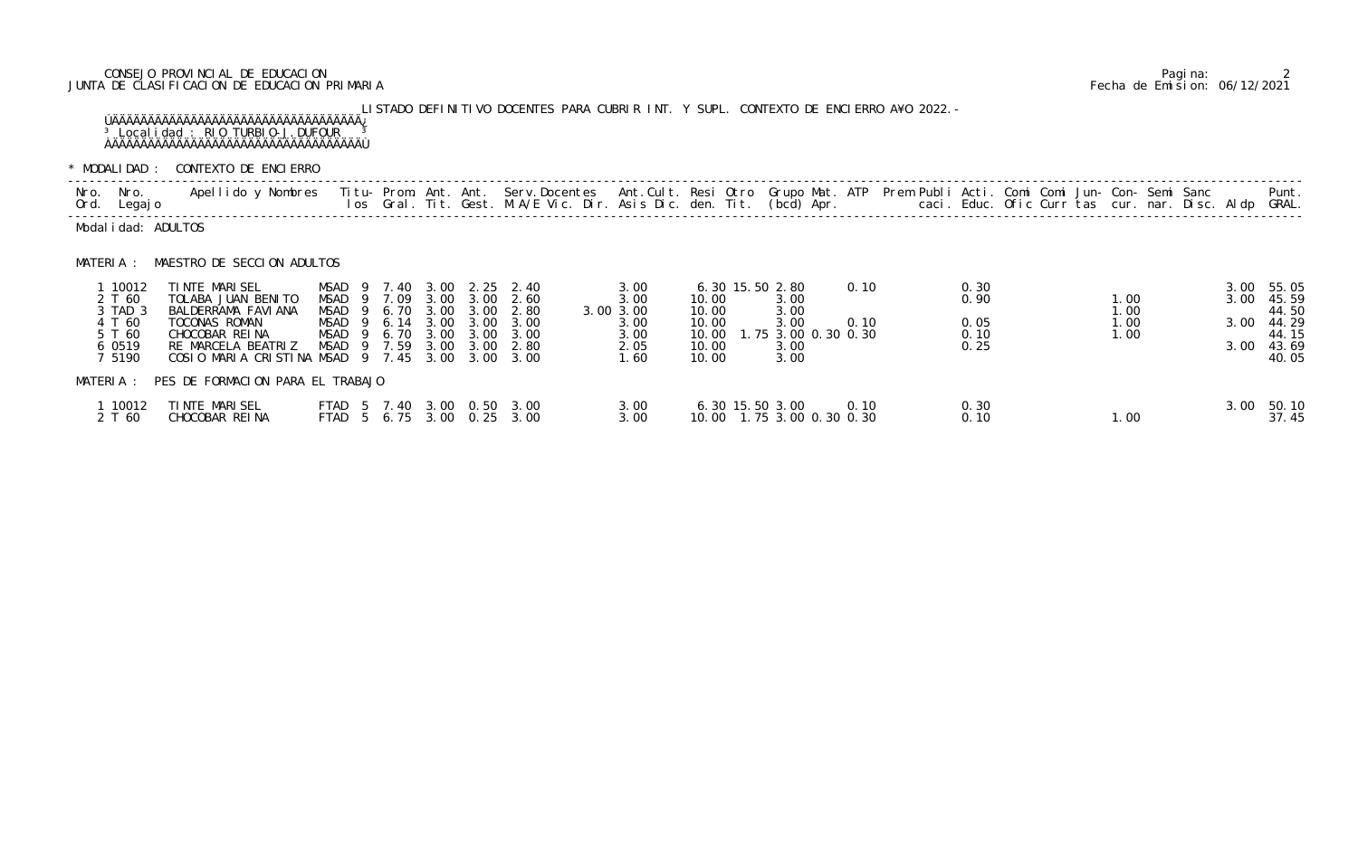CONSEJO PROVINCIAL DE EDUCACION
JUNTA DE CLASIFICACION DE EDUCACION PRIMARIA

Pagina: 2
Fecha de Emision: 06/12/2021

LISTADO DEFINITIVO DOCENTES PARA CUBRIR INT. Y SUPL. CONTEXTO DE ENCIERRO A¥O 2022.-

Localidad : RIO TURBIO-J.DUFOUR

* MODALIDAD : CONTEXTO DE ENCIERRO

Modalidad: ADULTOS

MATERIA : MAESTRO DE SECCION ADULTOS

| Nro. Ord. | Nro. Legajo | Apellido y Nombres | Titulos | Prom. Gral. | Ant. Tit. | Ant. Gest. | Serv.Docentes M.A/E Vic. Dir. | Ant.Cult. Asis Dic. | Resi den. | Otro Tit. | Grupo (bcd) | Mat. Apr. | ATP | Prem | Publi caci. | Acti. Educ. | Comi Ofic | Comi Curr | Jun- tas | Con- cur. | Semi nar. | Sanc Disc. | Aldp | Punt. GRAL. |
|---|---|---|---|---|---|---|---|---|---|---|---|---|---|---|---|---|---|---|---|---|---|---|---|---|
| 1 | 10012 | TINTE MARISEL | MSAD 9 | 7.40 | 3.00 | 2.25 | 2.40 | 3.00 | 6.30 | 15.50 | 2.80 | | 0.10 | | | 0.30 | | | | | | | 3.00 | 55.05 |
| 2 | T 60 | TOLABA JUAN BENITO | MSAD 9 | 7.09 | 3.00 | 3.00 | 2.60 | 3.00 | 10.00 | | 3.00 | | | | | 0.90 | | | | 1.00 | | | 3.00 | 45.59 |
| 3 | TAD 3 | BALDERRAMA FAVIANA | MSAD 9 | 6.70 | 3.00 | 3.00 | 2.80 | 3.00 3.00 | 10.00 | | 3.00 | | | | | | | | | 1.00 | | | | 44.50 |
| 4 | T 60 | TOCONAS ROMAN | MSAD 9 | 6.14 | 3.00 | 3.00 | 3.00 | 3.00 | 10.00 | | 3.00 | | 0.10 | | | 0.05 | | | | 1.00 | | | 3.00 | 44.29 |
| 5 | T 60 | CHOCOBAR REINA | MSAD 9 | 6.70 | 3.00 | 3.00 | 3.00 | 3.00 | 10.00 | 1.75 | 3.00 | 0.30 | 0.30 | | | 0.10 | | | | 1.00 | | | | 44.15 |
| 6 | 0519 | RE MARCELA BEATRIZ | MSAD 9 | 7.59 | 3.00 | 3.00 | 2.80 | 2.05 | 10.00 | | 3.00 | | | | | 0.25 | | | | | | | 3.00 | 43.69 |
| 7 | 5190 | COSIO MARIA CRISTINA | MSAD 9 | 7.45 | 3.00 | 3.00 | 3.00 | 1.60 | 10.00 | | 3.00 | | | | | | | | | | | | | 40.05 |

MATERIA : PES DE FORMACION PARA EL TRABAJO

| Nro. Ord. | Nro. Legajo | Apellido y Nombres | Titulos | Prom. Gral. | Ant. Tit. | Ant. Gest. | Serv.Docentes M.A/E Vic. Dir. | Ant.Cult. Asis Dic. | Resi den. | Otro Tit. | Grupo (bcd) | Mat. Apr. | ATP | Prem | Publi caci. | Acti. Educ. | Comi Ofic | Comi Curr | Jun- tas | Con- cur. | Semi nar. | Sanc Disc. | Aldp | Punt. GRAL. |
|---|---|---|---|---|---|---|---|---|---|---|---|---|---|---|---|---|---|---|---|---|---|---|---|---|
| 1 | 10012 | TINTE MARISEL | FTAD 5 | 7.40 | 3.00 | 0.50 | 3.00 | 3.00 | 6.30 | 15.50 | 3.00 | | 0.10 | | | 0.30 | | | | | | | 3.00 | 50.10 |
| 2 | T 60 | CHOCOBAR REINA | FTAD 5 | 6.75 | 3.00 | 0.25 | 3.00 | 3.00 | 10.00 | 1.75 | 3.00 | 0.30 | 0.30 | | | 0.10 | | | | 1.00 | | | | 37.45 |